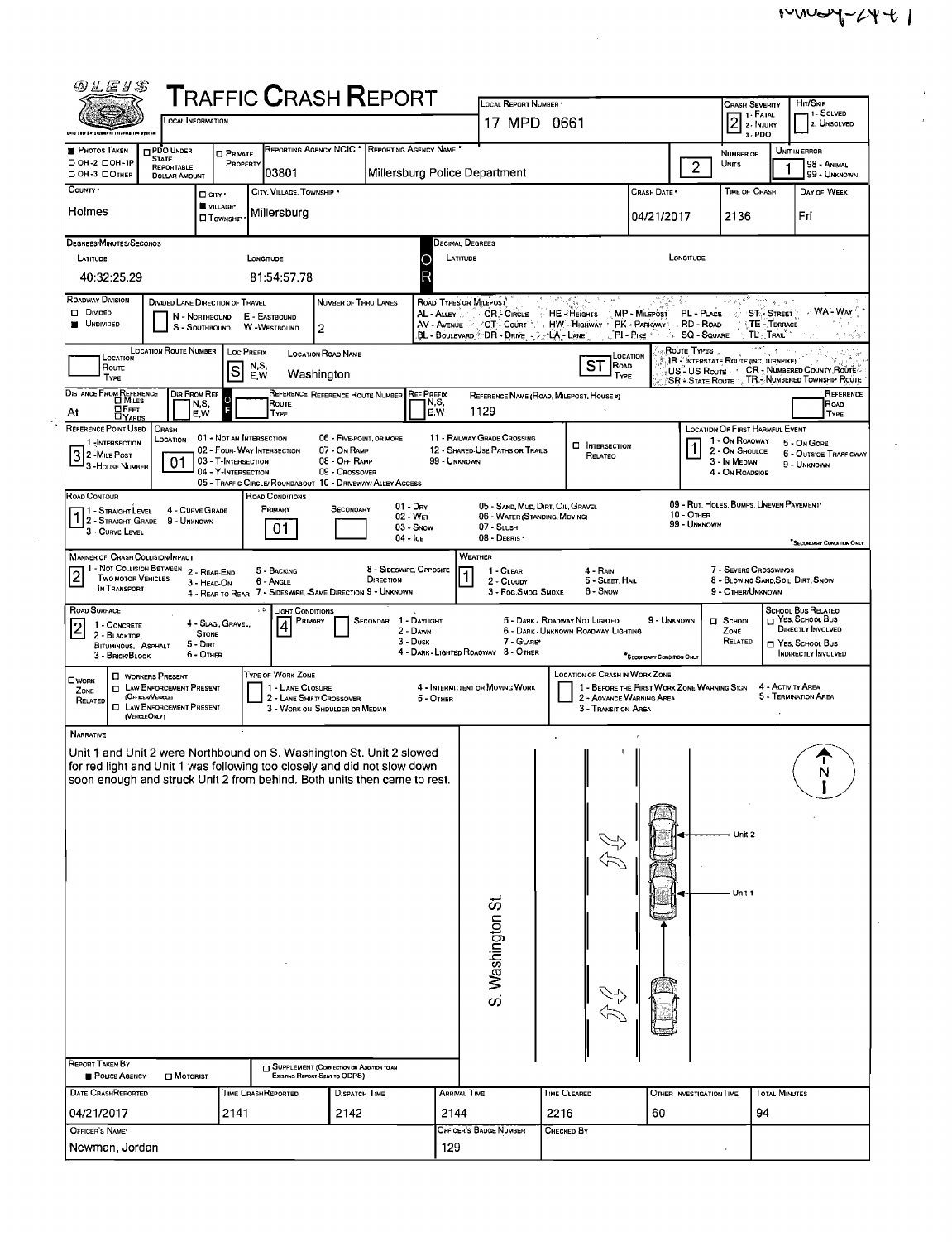# Traffic Crash Report

MU0057-2441

| Field | Value |
|---|---|
| Local Information | |
| Local Report Number | 17 MPD 0661 |
| Crash Severity | 2 (1 - Fatal, 2 - Injury, 3 - PDO) |
| Hit/Skip | (1 - Solved, 2. Unsolved) |
| Photos Taken | |
| Reporting Agency NCIC | 03801 |
| Reporting Agency Name | Millersburg Police Department |
| Number of Units | 2 |
| Unit in Error | 1 |
| County | Holmes |
| City, Village, Township | Village - Millersburg |
| Crash Date | 04/21/2017 |
| Time of Crash | 2136 |
| Day of Week | Fri |
| Latitude | 40:32:25.29 |
| Longitude | 81:54:57.78 |
| Roadway Division | Undivided |
| Number of Thru Lanes | 2 |
| Location Route Prefix | S |
| Location Road Name | Washington |
| Location Road Type | ST |
| Reference Name (Road, Milepost, House #) | 1129 |
| Reference Point Used | 3 - House Number |
| Crash Location | 01 - Not an Intersection |
| Location of First Harmful Event | 1 - On Roadway |
| Road Contour | 1 - Straight Level |
| Road Conditions (Primary) | 01 - Dry |
| Manner of Crash Collision/Impact | 2 - Rear-End |
| Weather | 1 - Clear |
| Road Surface | 2 - Blacktop, Bituminous, Asphalt |
| Light Conditions (Primary) | 4 - Dark - Lighted Roadway |

## Narrative

Unit 1 and Unit 2 were Northbound on S. Washington St. Unit 2 slowed for red light and Unit 1 was following too closely and did not slow down soon enough and struck Unit 2 from behind. Both units then came to rest.

(Diagram: S. Washington St., Unit 1, Unit 2, N)

| Report Taken By | Police Agency |
|---|---|

| Date Crash Reported | Time Crash Reported | Dispatch Time | Arrival Time | Time Cleared | Other Investigation Time | Total Minutes |
|---|---|---|---|---|---|---|
| 04/21/2017 | 2141 | 2142 | 2144 | 2216 | 60 | 94 |

| Officer's Name | Officer's Badge Number | Checked By |
|---|---|---|
| Newman, Jordan | 129 | |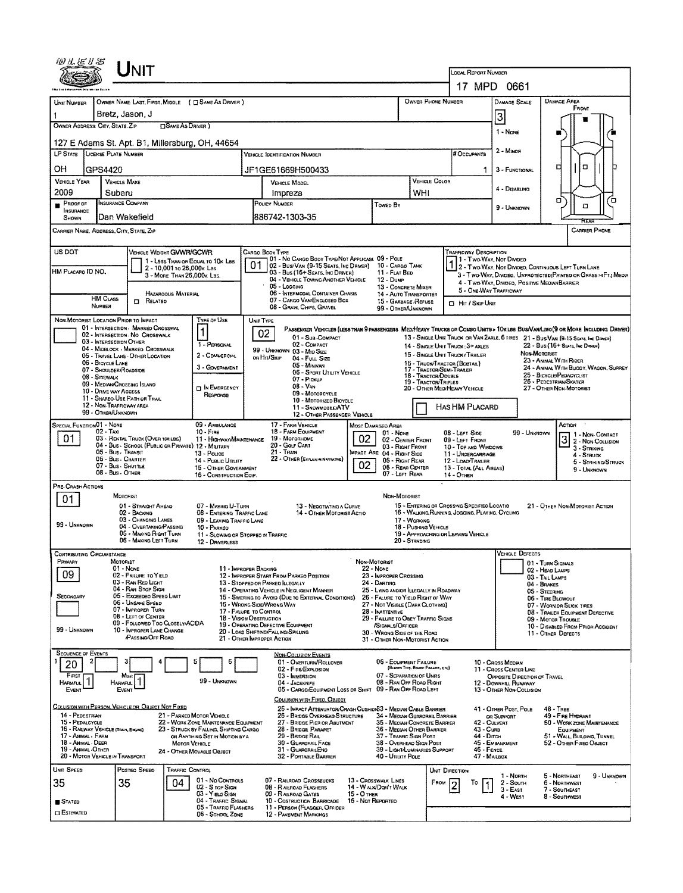# Unit

**Local Report Number:** 17 MPD 0661

| Unit Number | Owner Name: Last, First, Middle (☐ Same as Driver) | Owner Phone Number | Damage Scale | Damage Area |
|---|---|---|---|---|
| 1 | Bretz, Jason, J | | 3 | Front |

**Owner Address: City, State, Zip** (☐ Same as Driver)
127 E Adams St. Apt. B1, Millersburg, OH, 44654

Damage Scale: 1 - None; 2 - Minor; 3 - Functional; 4 - Disabling; 9 - Unknown

| LP State | License Plate Number | Vehicle Identification Number | # Occupants |
|---|---|---|---|
| OH | GPS4420 | JF1GE61669H500433 | 1 |

| Vehicle Year | Vehicle Make | Vehicle Model | Vehicle Color |
|---|---|---|---|
| 2009 | Subaru | Impreza | WHI |

| Proof of Insurance Shown | Insurance Company | Policy Number | Towed By |
|---|---|---|---|
| ■ | Dan Wakefield | 886742-1303-35 | |

Carrier Name, Address, City, State, Zip: 
Carrier Phone: 

US DOT: 
HM Placard ID No.: 
HM Class Number: 

Vehicle Weight GVWR/GCWR: 1 - Less than or equal to 10k lbs; 2 - 10,001 to 26,000k lbs; 3 - More than 26,000k lbs.

Hazardous Material: ☐ Related

Cargo Body Type: **01** — 01 - No Cargo Body Type/Not Applicable; 02 - Bus/Van (9-15 Seats, Inc Driver); 03 - Bus (16+ Seats, Inc Driver); 04 - Vehicle Towing Another Vehicle; 05 - Logging; 06 - Intermodal Container Chassis; 07 - Cargo Van/Enclosed Box; 08 - Grain, Chips, Gravel; 09 - Pole; 10 - Cargo Tank; 11 - Flat Bed; 12 - Dump; 13 - Concrete Mixer; 14 - Auto Transporter; 15 - Garbage/Refuse; 99 - Other/Unknown

Trafficway Description: **1** — 1 - Two-Way, Not Divided; 2 - Two-Way, Not Divided, Continuous Left Turn Lane; 3 - Two-Way, Divided, Unprotected (Painted or Grass >4Ft.) Media; 4 - Two-Way, Divided, Positive Median Barrier; 5 - One-Way Trafficway

☐ Hit / Skip Unit

Non-Motorist Location Prior to Impact: 01 - Intersection - Marked Crosswalk; 02 - Intersection - No Crosswalk; 03 - Intersection Other; 04 - Midblock - Marked Crosswalk; 05 - Travel Lane - Other Location; 06 - Bicycle Lane; 07 - Shoulder/Roadside; 08 - Sidewalk; 09 - Median/Crossing Island; 10 - Drive Way Access; 11 - Shared-Use Path or Trail; 12 - Non-Trafficway Area; 99 - Other/Unknown

Type of Use: **1** — 1 - Personal; 2 - Commercial; 3 - Government; ☐ In Emergency Response

Unit Type: **02** — Passenger Vehicles (less than 9 passengers): 01 - Sub-Compact; 02 - Compact; 99 - Unknown 03 - Mid Size or Hit/Skip; 04 - Full Size; 05 - Minivan; 06 - Sport Utility Vehicle; 07 - Pickup; 08 - Van; 09 - Motorcycle; 10 - Motorized Bicycle; 11 - Snowmobile/ATV; 12 - Other Passenger Vehicle. Med/Heavy Trucks or Combo Units > 10k lbs Bus/Van/Limo (9 or More Including Driver): 13 - Single Unit Truck or Van 2axle, 6 tires; 14 - Single Unit Truck: 3+ axles; 15 - Single Unit Truck / Trailer; 16 - Truck/Tractor (Bobtail); 17 - Tractor/Semi-Trailer; 18 - Tractor/Double; 19 - Tractor/Triples; 20 - Other Med/Heavy Vehicle; 21 - Bus/Van (9-15 Seats, Inc Driver); 22 - Bus (16+ Seats, Inc Driver). Non-Motorist: 23 - Animal With Rider; 24 - Animal With Buggy, Wagon, Surrey; 25 - Bicycle/Pedacyclist; 26 - Pedestrian/Skater; 27 - Other Non-Motorist

☐ Has HM Placard

Special Function: **01** — 01 - None; 02 - Taxi; 03 - Rental Truck (Over 10k lbs); 04 - Bus - School (Public or Private); 05 - Bus - Transit; 06 - Bus - Charter; 07 - Bus - Shuttle; 08 - Bus - Other; 09 - Ambulance; 10 - Fire; 11 - Highway/Maintenance; 12 - Military; 13 - Police; 14 - Public Utility; 15 - Other Government; 16 - Construction Eqip.; 17 - Farm Vehicle; 18 - Farm Equipment; 19 - Motorhome; 20 - Golf Cart; 21 - Train; 22 - Other (Explain in Narrative)

Most Damaged Area: **02**; Impact Are: **02** — 01 - None; 02 - Center Front; 03 - Right Front; 04 - Right Side; 05 - Right Rear; 06 - Rear Center; 07 - Left Rear; 08 - Left Side; 09 - Left Front; 10 - Top and Windows; 11 - Undercarriage; 12 - Load/Trailer; 13 - Total (All Areas); 14 - Other; 99 - Unknown

Action: **3** — 1 - Non-Contact; 2 - Non-Collision; 3 - Striking; 4 - Struck; 5 - Striking/Struck; 9 - Unknown

Pre-Crash Actions: **01**
Motorist: 01 - Straight Ahead; 02 - Backing; 03 - Changing Lanes; 04 - Overtaking/Passing; 05 - Making Right Turn; 06 - Making Left Turn; 07 - Making U-Turn; 08 - Entering Traffic Lane; 09 - Leaving Traffic Lane; 10 - Parked; 11 - Slowing or Stopped in Traffic; 12 - Driverless; 13 - Negotiating a Curve; 14 - Other Motorist Actio; 99 - Unknown
Non-Motorist: 15 - Entering or Crossing Specified Locatio; 16 - Walking, Running, Jogging, Playing, Cycling; 17 - Working; 18 - Pushing Vehicle; 19 - Approaching or Leaving Vehicle; 20 - Standing; 21 - Other Non-Motorist Action

Contributing Circumstance: Primary **09**; Secondary: 
Motorist: 01 - None; 02 - Failure to Yield; 03 - Ran Red Light; 04 - Ran Stop Sign; 05 - Exceeded Speed Limit; 06 - Unsafe Speed; 07 - Improper Turn; 08 - Left of Center; 09 - Followed Too Closely/ACDA; 10 - Improper Lane Change /Passing/Off Road; 11 - Improper Backing; 12 - Improper Start From Parked Position; 13 - Stopped or Parked Illegally; 14 - Operating Vehicle in Negligent Manner; 15 - Swering to Avoid (Due to External Conditions); 16 - Wrong Side/Wrong Way; 17 - Failure to Control; 18 - Vision Obstruction; 19 - Operating Defective Equipment; 20 - Load Shifting/Falling/Spilling; 21 - Other Improper Action; 99 - Unknown
Non-Motorist: 22 - None; 23 - Improper Crossing; 24 - Darting; 25 - Lying and/or Illegally in Roadway; 26 - Failure to Yield Right of Way; 27 - Not Visible (Dark Clothing); 28 - Inattentive; 29 - Failure to Obey Traffic Signs /Signals/Officer; 30 - Wrong Side of the Road; 31 - Other Non-Motorist Action

Vehicle Defects: 01 - Turn Signals; 02 - Head Lamps; 03 - Tail Lamps; 04 - Brakes; 05 - Steering; 06 - Tire Blowout; 07 - Worn or Slick Tires; 08 - Trailer Equipment Defective; 09 - Motor Trouble; 10 - Disabled From Prior Accident; 11 - Other Defects

Sequence of Events: 1: **20**; 2: ; 3: ; 4: ; 5: ; 6: 
First Harmful Event: **1**; Most Harmful Event: **1**; 99 - Unknown

Non-Collision Events: 01 - Overturn/Rollover; 02 - Fire/Explosion; 03 - Immersion; 04 - Jackknife; 05 - Cargo/Equipment Loss or Shift; 06 - Equipment Failure (Blown Tire, Brake Failure, etc); 07 - Separation of Units; 08 - Ran Off Road Right; 09 - Ran Off Road Left; 10 - Cross Median; 11 - Cross Center Line Opposite Direction of Travel; 12 - Downhill Runaway; 13 - Other Non-Collision

Collision with Person, Vehicle or Object Not Fixed: 14 - Pedestrian; 15 - Pedalcycle; 16 - Railway Vehicle (Train, Engine); 17 - Animal - Farm; 18 - Animal - Deer; 19 - Animal - Other; 20 - Motor Vehicle in Transport; 21 - Parked Motor Vehicle; 22 - Work Zone Maintenance Equipment; 23 - Struck by Falling, Shifting Cargo or Anything Set in Motion by a Motor Vehicle; 24 - Other Movable Object

Collision with Fixed, Object: 25 - Impact Attenuator/Crash Cushion; 26 - Bridge Overhead Structure; 27 - Bridge Pier or Abutment; 28 - Bridge Parapet; 29 - Bridge Rail; 30 - Guardrail Face; 31 - Guardrail End; 32 - Portable Barrier; 33 - Median Cable Barrier; 34 - Median Guardrail Barrier; 35 - Median Concrete Barrier; 36 - Median Other Barrier; 37 - Traffic Sign Post; 38 - Overhead Sign Post; 39 - Light/Luminaries Support; 40 - Utility Pole; 41 - Other Post, Pole or Support; 42 - Culvert; 43 - Curb; 44 - Ditch; 45 - Embankment; 46 - Fence; 47 - Mailbox; 48 - Tree; 49 - Fire Hydrant; 50 - Work Zone Maintenance Equipment; 51 - Wall, Building, Tunnel; 52 - Other Fixed Object

| Unit Speed | Posted Speed | Traffic Control | Unit Direction |
|---|---|---|---|
| 35 | 35 | 04 | From 2 To 1 |

■ Stated; ☐ Estimated

Traffic Control: 01 - No Controls; 02 - Stop Sign; 03 - Yield Sign; 04 - Traffic Signal; 05 - Traffic Flashers; 06 - School Zone; 07 - Railroad Crossbucks; 08 - Railroad Flashers; 09 - Railroad Gates; 10 - Costruction Barricade; 11 - Person (Flagger, Officer); 12 - Pavement Markings; 13 - Crosswalk Lines; 14 - Walk/Don't Walk; 15 - Other; 16 - Not Reported

Unit Direction: 1 - North; 2 - South; 3 - East; 4 - West; 5 - Northeast; 6 - Northwest; 7 - Southeast; 8 - Southwest; 9 - Unknown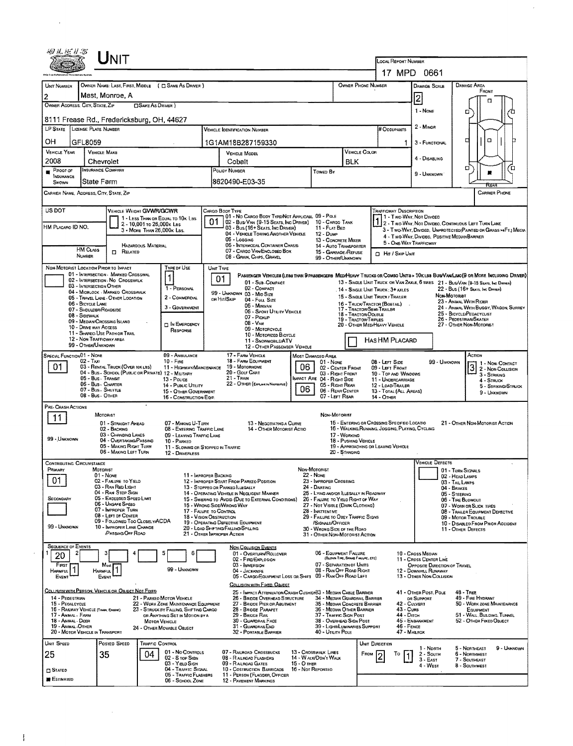# UNIT

**LOCAL REPORT NUMBER:** 17 MPD 0661

| UNIT NUMBER | OWNER NAME: LAST, FIRST, MIDDLE ( ☐ SAME AS DRIVER ) | OWNER PHONE NUMBER | DAMAGE SCALE | DAMAGE AREA |
|---|---|---|---|---|
| 2 | Mast, Monroe, A | | 2 | |

**OWNER ADDRESS: CITY, STATE, ZIP** ☐ SAME AS DRIVER: 8111 Frease Rd., Fredericksburg, OH, 44627

| LP STATE | LICENSE PLATE NUMBER | VEHICLE IDENTIFICATION NUMBER | # OCCUPANTS |
|---|---|---|---|
| OH | GFL8059 | 1G1AM18B287159330 | 1 |

| VEHICLE YEAR | VEHICLE MAKE | VEHICLE MODEL | VEHICLE COLOR |
|---|---|---|---|
| 2008 | Chevrolet | Cobalt | BLK |

| ■ PROOF OF INSURANCE SHOWN | INSURANCE COMPANY | POLICY NUMBER | TOWED BY |
|---|---|---|---|
| | State Farm | 8620490-E03-35 | |

Damage Scale: 1 - None; 2 - Minor; 3 - Functional; 4 - Disabling; 9 - Unknown

CARRIER NAME, ADDRESS, CITY, STATE, ZIP: | CARRIER PHONE:

US DOT: | HM PLACARD ID NO.: | HM CLASS NUMBER: | ☐ HAZARDOUS MATERIAL RELATED

**VEHICLE WEIGHT GVWR/GCWR:** 1 - Less than or equal to 10k lbs; 2 - 10,001 to 26,000k lbs; 3 - More than 26,000k lbs.

**CARGO BODY TYPE:** 01 — 01 - No Cargo Body Type/Not Applicable; 02 - Bus/Van (9-15 Seats, Inc Driver); 03 - Bus (16+ Seats, Inc Driver); 04 - Vehicle Towing Another Vehicle; 05 - Logging; 06 - Intermodal Container Chassis; 07 - Cargo Van/Enclosed Box; 08 - Grain, Chips, Gravel; 09 - Pole; 10 - Cargo Tank; 11 - Flat Bed; 12 - Dump; 13 - Concrete Mixer; 14 - Auto Transporter; 15 - Garbage/Refuse; 99 - Other/Unknown

**TRAFFICWAY DESCRIPTION:** 1 — 1 - Two-Way, Not Divided; 2 - Two-Way, Not Divided, Continuous Left Turn Lane; 3 - Two-Way, Divided, Unprotected (Painted or Grass >4Ft.) Media; 4 - Two-Way, Divided, Positive Median Barrier; 5 - One-Way Trafficway; ☐ Hit / Skip Unit

**NON-MOTORIST LOCATION PRIOR TO IMPACT:** 01 - Intersection - Marked Crosswalk; 02 - Intersection - No Crosswalk; 03 - Intersection Other; 04 - Midblock - Marked Crosswalk; 05 - Travel Lane - Other Location; 06 - Bicycle Lane; 07 - Shoulder/Roadside; 08 - Sidewalk; 09 - Median/Crossing Island; 10 - Drive Way Access; 11 - Shared-Use Path or Trail; 12 - Non-Trafficway Area; 99 - Other/Unknown

**TYPE OF USE:** 1 — 1 - Personal; 2 - Commercial; 3 - Government; ☐ In Emergency Response

**UNIT TYPE:** 01 — Passenger Vehicles (less than 9 passengers): 01 - Sub-Compact; 02 - Compact; 99 - Unknown 03 - Mid Size or Hit/Skip; 04 - Full Size; 05 - Minivan; 06 - Sport Utility Vehicle; 07 - Pickup; 08 - Van; 09 - Motorcycle; 10 - Motorized Bicycle; 11 - Snowmobile/ATV; 12 - Other Passenger Vehicle. Med/Heavy Trucks or Combo Units > 10k lbs Bus/Van/Limo (9 or more including driver): 13 - Single Unit Truck or Van 2axle, 6 tires; 14 - Single Unit Truck: 3+ axles; 15 - Single Unit Truck / Trailer; 16 - Truck/Tractor (Bobtail); 17 - Tractor/Semi-Trailer; 18 - Tractor/Double; 19 - Tractor/Triples; 20 - Other Med/Heavy Vehicle; 21 - Bus/Van (9-15 Seats, Inc Driver); 22 - Bus (16+ Seats, Inc Driver). Non-Motorist: 23 - Animal With Rider; 24 - Animal With Buggy, Wagon, Surrey; 25 - Bicycle/Pedacyclist; 26 - Pedestrian/Skater; 27 - Other Non-Motorist. ☐ Has HM Placard

**SPECIAL FUNCTION:** 01 — 01 - None; 02 - Taxi; 03 - Rental Truck (Over 10k lbs); 04 - Bus - School (Public or Private); 05 - Bus - Transit; 06 - Bus - Charter; 07 - Bus - Shuttle; 08 - Bus - Other; 09 - Ambulance; 10 - Fire; 11 - Highway/Maintenance; 12 - Military; 13 - Police; 14 - Public Utility; 15 - Other Government; 16 - Construction Eqip; 17 - Farm Vehicle; 18 - Farm Equipment; 19 - Motorhome; 20 - Golf Cart; 21 - Train; 22 - Other (Explain in Narrative)

**MOST DAMAGED AREA:** 06; **IMPACT ARE:** 06 — 01 - None; 02 - Center Front; 03 - Right Front; 04 - Right Side; 05 - Right Rear; 06 - Rear Center; 07 - Left Rear; 08 - Left Side; 09 - Left Front; 10 - Top and Windows; 11 - Undercarriage; 12 - Load/Trailer; 13 - Total (All Areas); 14 - Other; 99 - Unknown

**ACTION:** 3 — 1 - Non-Contact; 2 - Non-Collision; 3 - Striking; 4 - Struck; 5 - Striking/Struck; 9 - Unknown

**PRE-CRASH ACTIONS:** 11 — Motorist: 01 - Straight Ahead; 02 - Backing; 03 - Changing Lanes; 04 - Overtaking/Passing; 05 - Making Right Turn; 06 - Making Left Turn; 07 - Making U-Turn; 08 - Entering Traffic Lane; 09 - Leaving Traffic Lane; 10 - Parked; 11 - Slowing or Stopped in Traffic; 12 - Driverless; 13 - Negotiating a Curve; 14 - Other Motorist Actio; 99 - Unknown. Non-Motorist: 15 - Entering or Crossing Specified Locatio; 16 - Walking, Running, Jogging, Playing, Cycling; 17 - Working; 18 - Pushing Vehicle; 19 - Approaching or Leaving Vehicle; 20 - Standing; 21 - Other Non-Motorist Action

**CONTRIBUTING CIRCUMSTANCE:** Primary: 01; Secondary: — Motorist: 01 - None; 02 - Failure to Yield; 03 - Ran Red Light; 04 - Ran Stop Sign; 05 - Exceeded Speed Limit; 06 - Unsafe Speed; 07 - Improper Turn; 08 - Left of Center; 09 - Followed Too Closely/ACDA; 10 - Improper Lane Change /Passing/Off Road; 11 - Improper Backing; 12 - Improper Start From Parked Position; 13 - Stopped or Parked Illegally; 14 - Operating Vehicle in Negligent Manner; 15 - Swering to Avoid (Due to External Conditions); 16 - Wrong Side/Wrong Way; 17 - Failure to Control; 18 - Vision Obstruction; 19 - Operating Defective Equipment; 20 - Load Shifting/Falling/Spilling; 21 - Other Improper Action; 99 - Unknown. Non-Motorist: 22 - None; 23 - Improper Crossing; 24 - Darting; 25 - Lying and/or Illegally in Roadway; 26 - Failure to Yield Right of Way; 27 - Not Visible (Dark Clothing); 28 - Inattentive; 29 - Failure to Obey Traffic Signs /Signals/Officer; 30 - Wrong Side of the Road; 31 - Other Non-Motorist Action

**VEHICLE DEFECTS:** 01 - Turn Signals; 02 - Head Lamps; 03 - Tail Lamps; 04 - Brakes; 05 - Steering; 06 - Tire Blowout; 07 - Worn or Slick Tires; 08 - Trailer Equipment Defective; 09 - Motor Trouble; 10 - Disabled From Prior Accident; 11 - Other Defects

**SEQUENCE OF EVENTS:** 1: 20; 2; 3; 4; 5; 6. First Harmful Event: 1; Most Harmful Event: 1; 99 - Unknown

Non-Collision Events: 01 - Overturn/Rollover; 02 - Fire/Explosion; 03 - Immersion; 04 - Jackknife; 05 - Cargo/Equipment Loss or Shift; 06 - Equipment Failure (Blown Tire, Brake Failure, etc); 07 - Separation of Units; 08 - Ran Off Road Right; 09 - Ran Off Road Left; 10 - Cross Median; 11 - Cross Center Line Opposite Direction of Travel; 12 - Downhill Runaway; 13 - Other Non-Collision

Collision with Person, Vehicle or Object Not Fixed: 14 - Pedestrian; 15 - Pedalcycle; 16 - Railway Vehicle (Train, Engine); 17 - Animal - Farm; 18 - Animal - Deer; 19 - Animal - Other; 20 - Motor Vehicle in Transport; 21 - Parked Motor Vehicle; 22 - Work Zone Maintenance Equipment; 23 - Struck by Falling, Shifting Cargo or Anything Set in Motion by a Motor Vehicle; 24 - Other Movable Object

Collision with Fixed, Object: 25 - Impact Attenuator/Crash Cushion; 26 - Bridge Overhead Structure; 27 - Bridge Pier or Abutment; 28 - Bridge Parapet; 29 - Bridge Rail; 30 - Guardrail Face; 31 - Guardrail End; 32 - Portable Barrier; 33 - Median Cable Barrier; 34 - Median Guardrail Barrier; 35 - Median Concrete Barrier; 36 - Median Other Barrier; 37 - Traffic Sign Post; 38 - Overhead Sign Post; 39 - Light/Luminaries Support; 40 - Utility Pole; 41 - Other Post, Pole or Support; 42 - Culvert; 43 - Curb; 44 - Ditch; 45 - Embankment; 46 - Fence; 47 - Mailbox; 48 - Tree; 49 - Fire Hydrant; 50 - Work Zone Maintenance Equipment; 51 - Wall, Building, Tunnel; 52 - Other Fixed Object

| UNIT SPEED | POSTED SPEED | TRAFFIC CONTROL | UNIT DIRECTION |
|---|---|---|---|
| 25 | 35 | 04 | From 2 To 1 |

☐ Stated ■ Estimated

Traffic Control: 01 - No Controls; 02 - Stop Sign; 03 - Yield Sign; 04 - Traffic Signal; 05 - Traffic Flashers; 06 - School Zone; 07 - Railroad Crossbucks; 08 - Railroad Flashers; 09 - Railroad Gates; 10 - Costruction Barricade; 11 - Person (Flagger, Officer); 12 - Pavement Markings; 13 - Crosswalk Lines; 14 - Walk/Don't Walk; 15 - Other; 16 - Not Reported

Unit Direction: 1 - North; 2 - South; 3 - East; 4 - West; 5 - Northeast; 6 - Northwest; 7 - Southeast; 8 - Southwest; 9 - Unknown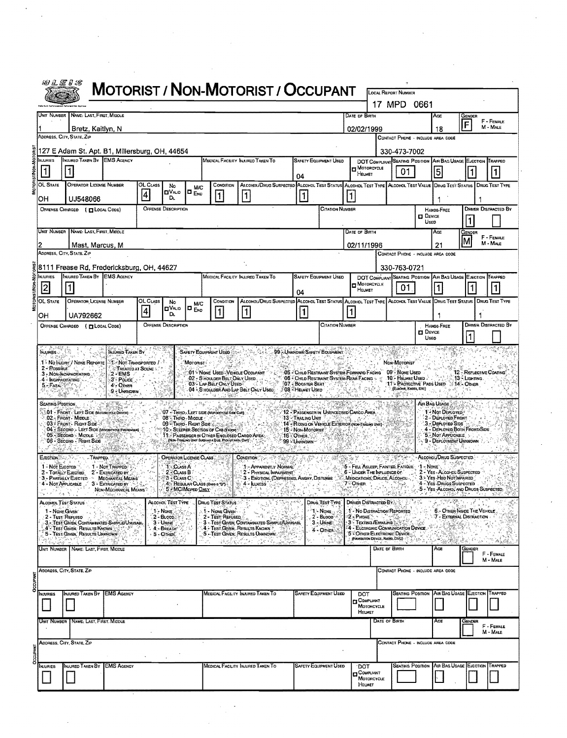# MOTORIST / NON-MOTORIST / OCCUPANT

**Local Report Number:** 17 MPD 0661

## Motorist/Non-Motorist

| Unit Number | Name: Last, First, Middle | Date of Birth | Age | Gender |
|---|---|---|---|---|
| 1 | Bretz, Kaitlyn, N | 02/02/1999 | 18 | F |

| Address, City, State, Zip | Contact Phone - Include Area Code |
|---|---|
| 127 E Adam St. Apt. B1, Millersburg, OH, 44654 | 330-473-7002 |

| Injuries | Injured Taken By | EMS Agency | Medical Facility Injured Taken To | Safety Equipment Used | DOT Compliant Motorcycle Helmet | Seating Position | Air Bag Usage | Ejection | Trapped |
|---|---|---|---|---|---|---|---|---|---|
| 1 | 1 | | | 04 | | 01 | 5 | 1 | 1 |

| OL State | Operator License Number | OL Class | No Valid DL | M/C End | Condition | Alcohol/Drug Suspected | Alcohol Test Status | Alcohol Test Type | Alcohol Test Value | Drug Test Status | Drug Test Type |
|---|---|---|---|---|---|---|---|---|---|---|---|
| OH | UJ548066 | 4 | | | 1 | 1 | 1 | 1 | | 1 | 1 |

| Offense Charged (Local Code) | Offense Description | Citation Number | Hands-Free Device Used | Driver Distracted By |
|---|---|---|---|---|
| | | | | 1 |

| Unit Number | Name: Last, First, Middle | Date of Birth | Age | Gender |
|---|---|---|---|---|
| 2 | Mast, Marcus, M | 02/11/1996 | 21 | M |

| Address, City, State, Zip | Contact Phone - Include Area Code |
|---|---|
| 8111 Frease Rd, Fredericksburg, OH, 44627 | 330-763-0721 |

| Injuries | Injured Taken By | EMS Agency | Medical Facility Injured Taken To | Safety Equipment Used | DOT Compliant Motorcycle Helmet | Seating Position | Air Bag Usage | Ejection | Trapped |
|---|---|---|---|---|---|---|---|---|---|
| 2 | 1 | | | 04 | | 01 | 1 | 1 | 1 |

| OL State | Operator License Number | OL Class | No Valid DL | M/C End | Condition | Alcohol/Drug Suspected | Alcohol Test Status | Alcohol Test Type | Alcohol Test Value | Drug Test Status | Drug Test Type |
|---|---|---|---|---|---|---|---|---|---|---|---|
| OH | UA792662 | 4 | | | 1 | 1 | 1 | 1 | | 1 | 1 |

| Offense Charged (Local Code) | Offense Description | Citation Number | Hands-Free Device Used | Driver Distracted By |
|---|---|---|---|---|
| | | | | 1 |

## Codes

**Injuries:** 1 - No Injury / None Reported; 2 - Possible; 3 - Non-Incapacitating; 4 - Incapacitating; 5 - Fatal

**Injured Taken By:** 1 - Not Transported / Treated at Scene; 2 - EMS; 3 - Police; 4 - Other; 9 - Unknown

**Safety Equipment Used:** 99 - Unknown Safety Equipment
- Motorist: 01 - None Used - Vehicle Occupant; 02 - Shoulder Belt Only Used; 03 - Lap Belt Only Used; 04 - Shoulder and Lap Belt Only Used; 05 - Child Restraint System-Forward Facing; 06 - Child Restraint System-Rear Facing; 07 - Booster Seat; 08 - Helmet Used
- Non-Motorist: 09 - None Used; 10 - Helmet Used; 11 - Protective Pads Used (Elbows, Knees, Etc); 12 - Reflective Coating; 13 - Lighting; 14 - Other

**Seating Position:** 01 - Front - Left Side (Motorcycle Driver); 02 - Front - Middle; 03 - Front - Right Side; 04 - Second - Left Side (Motorcycle Passenger); 05 - Second - Middle; 06 - Second - Right Side; 07 - Third - Left Side (Motorcycle Side Car); 08 - Third - Middle; 09 - Third - Right Side; 10 - Sleeper Section of Cab (Truck); 11 - Passenger in Other Enclosed Cargo Area (Non-Trailing Unit Such as a Bus, Pick-up with Cap); 12 - Passenger in Unenclosed Cargo Area; 13 - Trailing Unit; 14 - Riding on Vehicle Exterior (Non-Trailing Unit); 15 - Non-Motorist; 16 - Other; 99 - Unknown

**Air Bag Usage:** 1 - Not Deployed; 2 - Deployed Front; 3 - Deployed Side; 4 - Deployed Both Front/Side; 5 - Not Applicable; 9 - Deployment Unknown

**Ejection:** 1 - Not Ejected; 2 - Totally Ejected; 3 - Partially Ejected; 4 - Not Applicable

**Trapped:** 1 - Not Trapped; 2 - Extricated by Mechanical Means; 3 - Extricated by Non-Mechanical Means

**Operator License Class:** 1 - Class A; 2 - Class B; 3 - Class C; 4 - Regular Class (Ohio's "D"); 5 - M/C Moped Only

**Condition:** 1 - Apparently Normal; 2 - Physical Impairment; 3 - Emotion (Depressed, Angry, Disturbed); 4 - Illness; 5 - Fell Asleep, Fainted, Fatigue; 6 - Under the Influence of Medications, Drugs, Alcohol; 7 - Other

**Alcohol/Drug Suspected:** 1 - None; 2 - Yes - Alcohol Suspected; 3 - Yes - HBD Not Impaired; 4 - Yes - Drugs Suspected; 5 - Yes - Alcohol and Drugs Suspected

**Alcohol Test Status:** 1 - None Given; 2 - Test Refused; 3 - Test Given, Contaminated Sample/Unusable; 4 - Test Given, Results Known; 5 - Test Given, Results Unknown

**Alcohol Test Type:** 1 - None; 2 - Blood; 3 - Urine; 4 - Breath; 5 - Other

**Drug Test Status:** 1 - None Given; 2 - Test Refused; 3 - Test Given, Contaminated Sample/Unusable; 4 - Test Given, Results Known; 5 - Test Given, Results Unknown

**Drug Test Type:** 1 - None; 2 - Blood; 3 - Urine; 4 - Other

**Driver Distracted By:** 1 - No Distraction Reported; 2 - Phone; 3 - Texting/Emailing; 4 - Electronic Communication Device; 5 - Other Electronic Device (Navigation Device, Radio, DVD); 6 - Other Inside the Vehicle; 7 - External Distraction

## Occupant

| Unit Number | Name: Last, First, Middle | Date of Birth | Age | Gender |
|---|---|---|---|---|
| | | | | |

| Address, City, State, Zip | Contact Phone - Include Area Code |
|---|---|
| | |

| Injuries | Injured Taken By | EMS Agency | Medical Facility Injured Taken To | Safety Equipment Used | DOT Compliant Motorcycle Helmet | Seating Position | Air Bag Usage | Ejection | Trapped |
|---|---|---|---|---|---|---|---|---|---|
| | | | | | | | | | |

| Unit Number | Name: Last, First, Middle | Date of Birth | Age | Gender |
|---|---|---|---|---|
| | | | | |

| Address, City, State, Zip | Contact Phone - Include Area Code |
|---|---|
| | |

| Injuries | Injured Taken By | EMS Agency | Medical Facility Injured Taken To | Safety Equipment Used | DOT Compliant Motorcycle Helmet | Seating Position | Air Bag Usage | Ejection | Trapped |
|---|---|---|---|---|---|---|---|---|---|
| | | | | | | | | | |